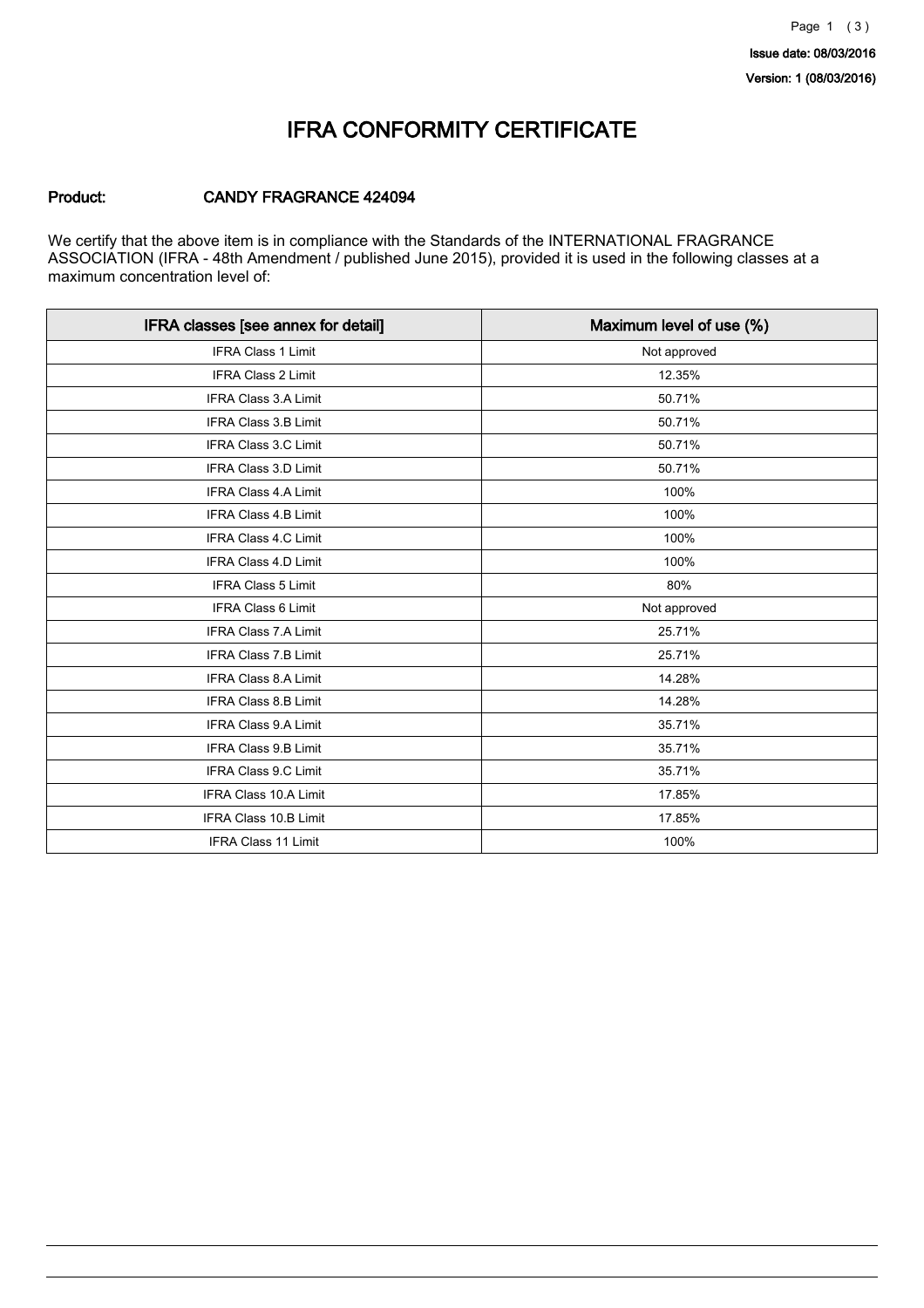Issue date: 08/03/2016

Version: 1 (08/03/2016)

# IFRA CONFORMITY CERTIFICATE

**Product:** **CANDY FRAGRANCE 424094**

We certify that the above item is in compliance with the Standards of the INTERNATIONAL FRAGRANCE ASSOCIATION (IFRA - 48th Amendment / published June 2015), provided it is used in the following classes at a maximum concentration level of:

| IFRA classes [see annex for detail] | Maximum level of use (%) |
| --- | --- |
| IFRA Class 1 Limit | Not approved |
| IFRA Class 2 Limit | 12.35% |
| IFRA Class 3.A Limit | 50.71% |
| IFRA Class 3.B Limit | 50.71% |
| IFRA Class 3.C Limit | 50.71% |
| IFRA Class 3.D Limit | 50.71% |
| IFRA Class 4.A Limit | 100% |
| IFRA Class 4.B Limit | 100% |
| IFRA Class 4.C Limit | 100% |
| IFRA Class 4.D Limit | 100% |
| IFRA Class 5 Limit | 80% |
| IFRA Class 6 Limit | Not approved |
| IFRA Class 7.A Limit | 25.71% |
| IFRA Class 7.B Limit | 25.71% |
| IFRA Class 8.A Limit | 14.28% |
| IFRA Class 8.B Limit | 14.28% |
| IFRA Class 9.A Limit | 35.71% |
| IFRA Class 9.B Limit | 35.71% |
| IFRA Class 9.C Limit | 35.71% |
| IFRA Class 10.A Limit | 17.85% |
| IFRA Class 10.B Limit | 17.85% |
| IFRA Class 11 Limit | 100% |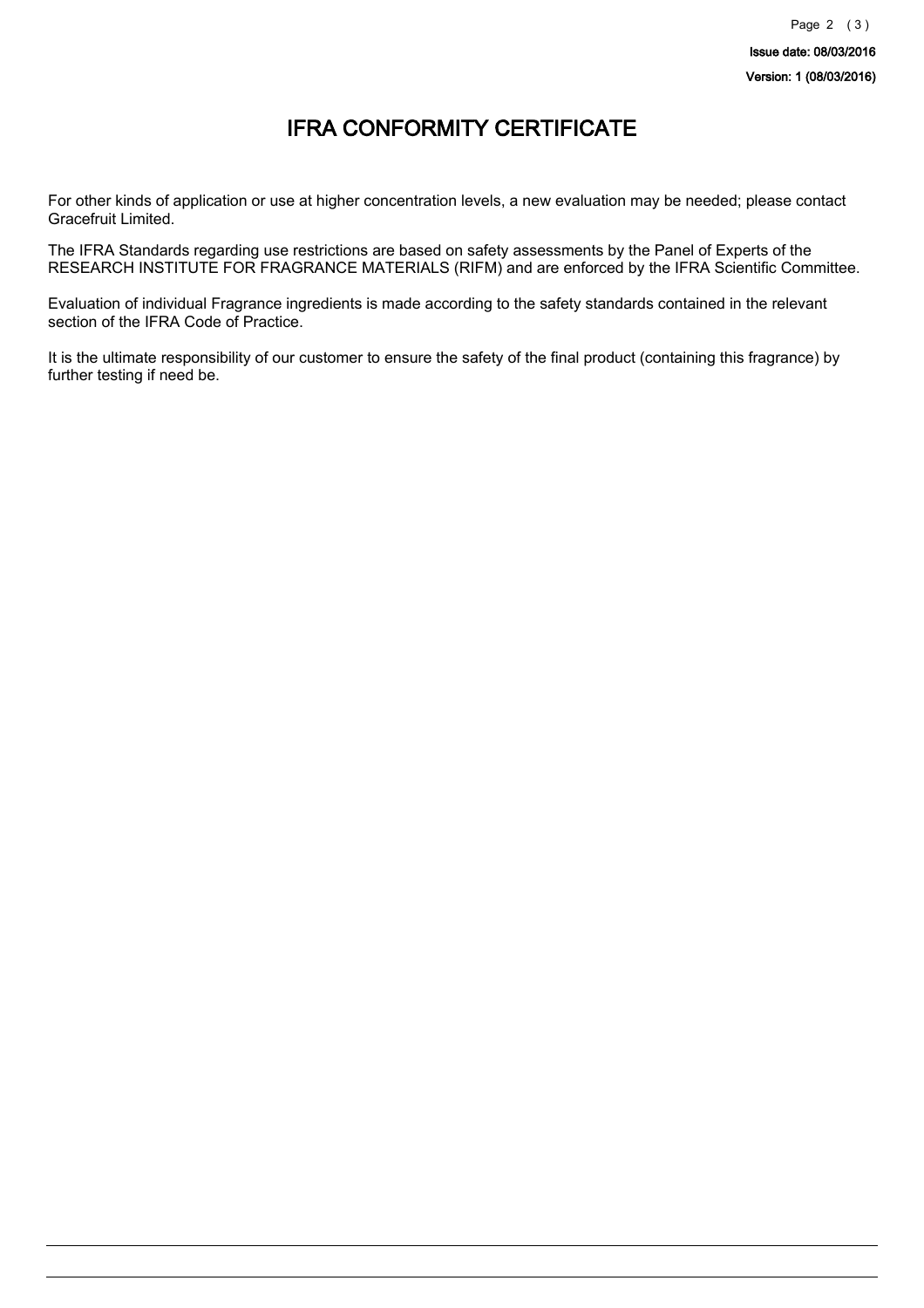# IFRA CONFORMITY CERTIFICATE

For other kinds of application or use at higher concentration levels, a new evaluation may be needed; please contact Gracefruit Limited.

The IFRA Standards regarding use restrictions are based on safety assessments by the Panel of Experts of the RESEARCH INSTITUTE FOR FRAGRANCE MATERIALS (RIFM) and are enforced by the IFRA Scientific Committee.

Evaluation of individual Fragrance ingredients is made according to the safety standards contained in the relevant section of the IFRA Code of Practice.

It is the ultimate responsibility of our customer to ensure the safety of the final product (containing this fragrance) by further testing if need be.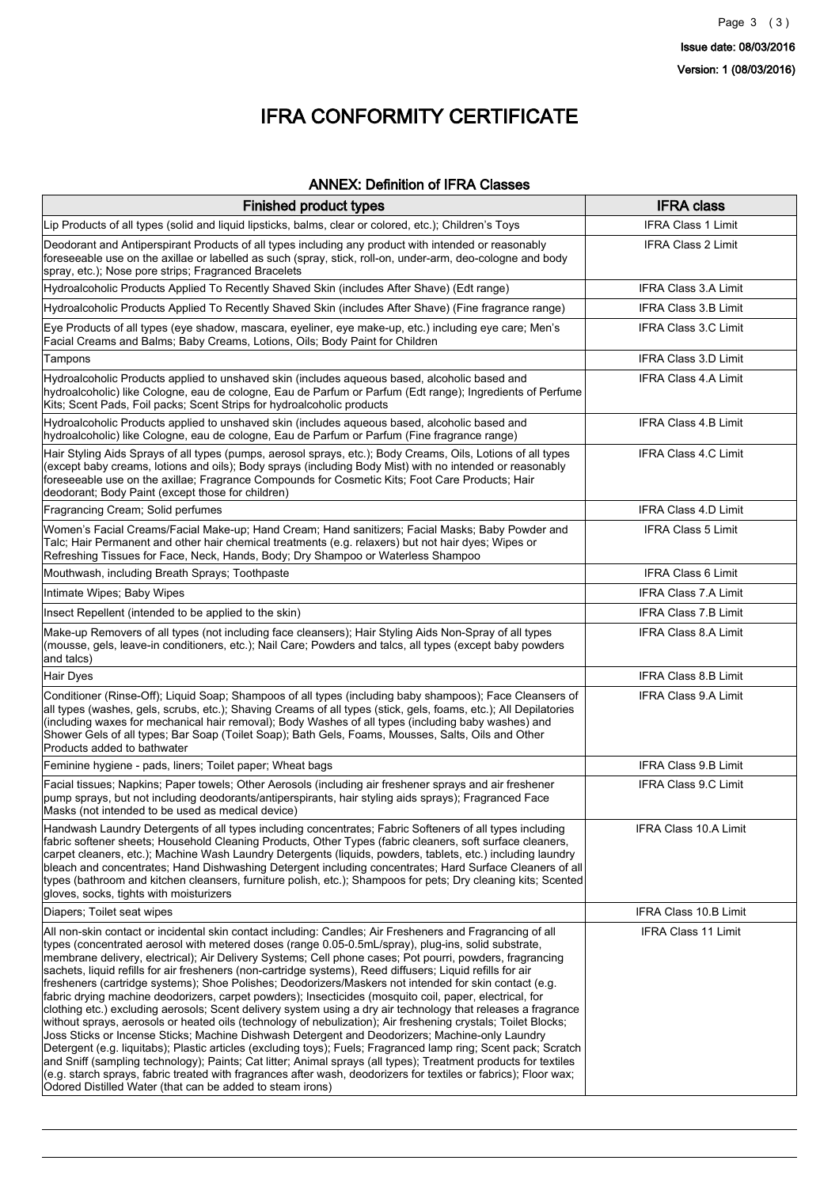# IFRA CONFORMITY CERTIFICATE

## ANNEX: Definition of IFRA Classes

| Finished product types | IFRA class |
|---|---|
| Lip Products of all types (solid and liquid lipsticks, balms, clear or colored, etc.); Children's Toys | IFRA Class 1 Limit |
| Deodorant and Antiperspirant Products of all types including any product with intended or reasonably foreseeable use on the axillae or labelled as such (spray, stick, roll-on, under-arm, deo-cologne and body spray, etc.); Nose pore strips; Fragranced Bracelets | IFRA Class 2 Limit |
| Hydroalcoholic Products Applied To Recently Shaved Skin (includes After Shave) (Edt range) | IFRA Class 3.A Limit |
| Hydroalcoholic Products Applied To Recently Shaved Skin (includes After Shave) (Fine fragrance range) | IFRA Class 3.B Limit |
| Eye Products of all types (eye shadow, mascara, eyeliner, eye make-up, etc.) including eye care; Men's Facial Creams and Balms; Baby Creams, Lotions, Oils; Body Paint for Children | IFRA Class 3.C Limit |
| Tampons | IFRA Class 3.D Limit |
| Hydroalcoholic Products applied to unshaved skin (includes aqueous based, alcoholic based and hydroalcoholic) like Cologne, eau de cologne, Eau de Parfum or Parfum (Edt range); Ingredients of Perfume Kits; Scent Pads, Foil packs; Scent Strips for hydroalcoholic products | IFRA Class 4.A Limit |
| Hydroalcoholic Products applied to unshaved skin (includes aqueous based, alcoholic based and hydroalcoholic) like Cologne, eau de cologne, Eau de Parfum or Parfum (Fine fragrance range) | IFRA Class 4.B Limit |
| Hair Styling Aids Sprays of all types (pumps, aerosol sprays, etc.); Body Creams, Oils, Lotions of all types (except baby creams, lotions and oils); Body sprays (including Body Mist) with no intended or reasonably foreseeable use on the axillae; Fragrance Compounds for Cosmetic Kits; Foot Care Products; Hair deodorant; Body Paint (except those for children) | IFRA Class 4.C Limit |
| Fragrancing Cream; Solid perfumes | IFRA Class 4.D Limit |
| Women's Facial Creams/Facial Make-up; Hand Cream; Hand sanitizers; Facial Masks; Baby Powder and Talc; Hair Permanent and other hair chemical treatments (e.g. relaxers) but not hair dyes; Wipes or Refreshing Tissues for Face, Neck, Hands, Body; Dry Shampoo or Waterless Shampoo | IFRA Class 5 Limit |
| Mouthwash, including Breath Sprays; Toothpaste | IFRA Class 6 Limit |
| Intimate Wipes; Baby Wipes | IFRA Class 7.A Limit |
| Insect Repellent (intended to be applied to the skin) | IFRA Class 7.B Limit |
| Make-up Removers of all types (not including face cleansers); Hair Styling Aids Non-Spray of all types (mousse, gels, leave-in conditioners, etc.); Nail Care; Powders and talcs, all types (except baby powders and talcs) | IFRA Class 8.A Limit |
| Hair Dyes | IFRA Class 8.B Limit |
| Conditioner (Rinse-Off); Liquid Soap; Shampoos of all types (including baby shampoos); Face Cleansers of all types (washes, gels, scrubs, etc.); Shaving Creams of all types (stick, gels, foams, etc.); All Depilatories (including waxes for mechanical hair removal); Body Washes of all types (including baby washes) and Shower Gels of all types; Bar Soap (Toilet Soap); Bath Gels, Foams, Mousses, Salts, Oils and Other Products added to bathwater | IFRA Class 9.A Limit |
| Feminine hygiene - pads, liners; Toilet paper; Wheat bags | IFRA Class 9.B Limit |
| Facial tissues; Napkins; Paper towels; Other Aerosols (including air freshener sprays and air freshener pump sprays, but not including deodorants/antiperspirants, hair styling aids sprays); Fragranced Face Masks (not intended to be used as medical device) | IFRA Class 9.C Limit |
| Handwash Laundry Detergents of all types including concentrates; Fabric Softeners of all types including fabric softener sheets; Household Cleaning Products, Other Types (fabric cleaners, soft surface cleaners, carpet cleaners, etc.); Machine Wash Laundry Detergents (liquids, powders, tablets, etc.) including laundry bleach and concentrates; Hand Dishwashing Detergent including concentrates; Hard Surface Cleaners of all types (bathroom and kitchen cleansers, furniture polish, etc.); Shampoos for pets; Dry cleaning kits; Scented gloves, socks, tights with moisturizers | IFRA Class 10.A Limit |
| Diapers; Toilet seat wipes | IFRA Class 10.B Limit |
| All non-skin contact or incidental skin contact including: Candles; Air Fresheners and Fragrancing of all types (concentrated aerosol with metered doses (range 0.05-0.5mL/spray), plug-ins, solid substrate, membrane delivery, electrical); Air Delivery Systems; Cell phone cases; Pot pourri, powders, fragrancing sachets, liquid refills for air fresheners (non-cartridge systems), Reed diffusers; Liquid refills for air fresheners (cartridge systems); Shoe Polishes; Deodorizers/Maskers not intended for skin contact (e.g. fabric drying machine deodorizers, carpet powders); Insecticides (mosquito coil, paper, electrical, for clothing etc.) excluding aerosols; Scent delivery system using a dry air technology that releases a fragrance without sprays, aerosols or heated oils (technology of nebulization); Air freshening crystals; Toilet Blocks; Joss Sticks or Incense Sticks; Machine Dishwash Detergent and Deodorizers; Machine-only Laundry Detergent (e.g. liquitabs); Plastic articles (excluding toys); Fuels; Fragranced lamp ring; Scent pack; Scratch and Sniff (sampling technology); Paints; Cat litter; Animal sprays (all types); Treatment products for textiles (e.g. starch sprays, fabric treated with fragrances after wash, deodorizers for textiles or fabrics); Floor wax; Odored Distilled Water (that can be added to steam irons) | IFRA Class 11 Limit |